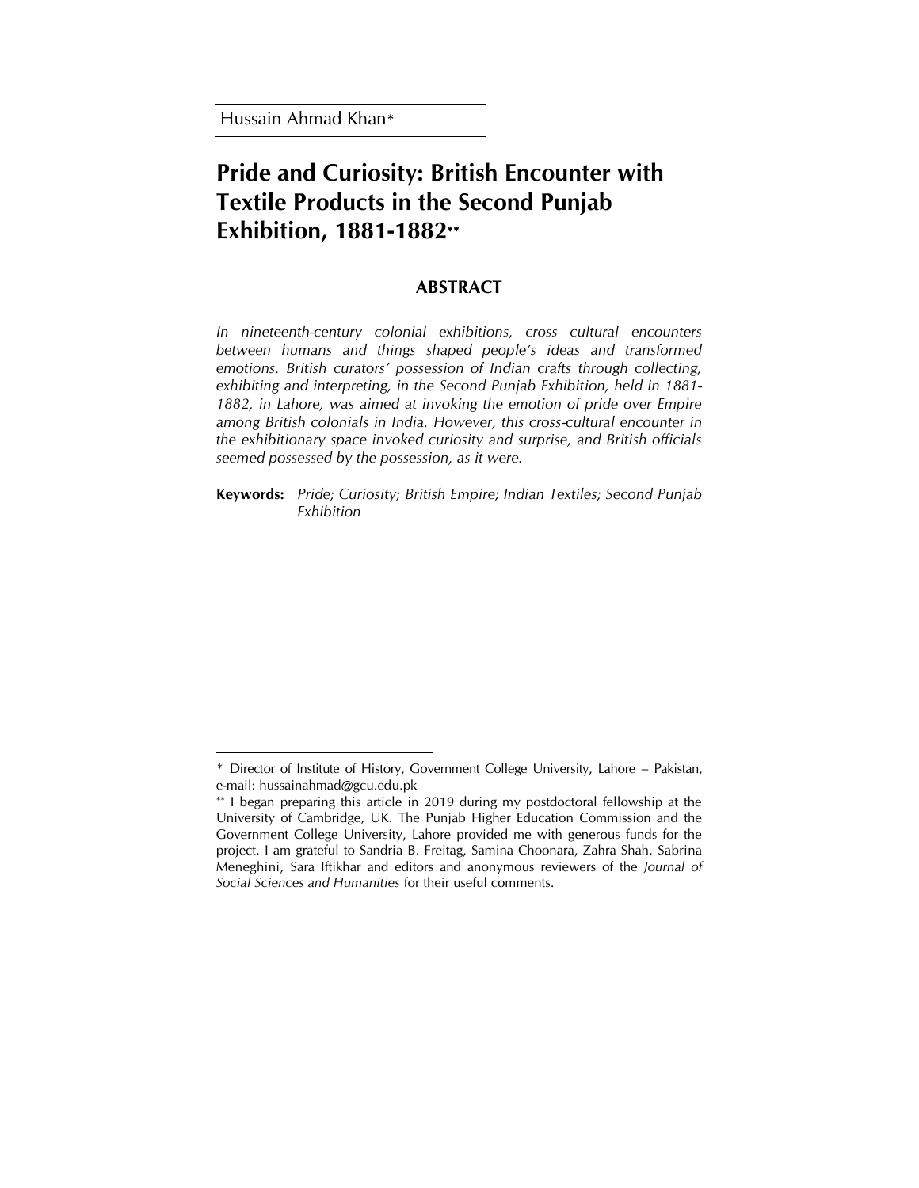Hussain Ahmad Khan*

# Pride and Curiosity: British Encounter with Textile Products in the Second Punjab Exhibition, 1881-1882**

## ABSTRACT

*In nineteenth-century colonial exhibitions, cross cultural encounters between humans and things shaped people's ideas and transformed emotions. British curators' possession of Indian crafts through collecting, exhibiting and interpreting, in the Second Punjab Exhibition, held in 1881-1882, in Lahore, was aimed at invoking the emotion of pride over Empire among British colonials in India. However, this cross-cultural encounter in the exhibitionary space invoked curiosity and surprise, and British officials seemed possessed by the possession, as it were.*

**Keywords:** *Pride; Curiosity; British Empire; Indian Textiles; Second Punjab Exhibition*

---

* Director of Institute of History, Government College University, Lahore – Pakistan, e-mail: hussainahmad@gcu.edu.pk

** I began preparing this article in 2019 during my postdoctoral fellowship at the University of Cambridge, UK. The Punjab Higher Education Commission and the Government College University, Lahore provided me with generous funds for the project. I am grateful to Sandria B. Freitag, Samina Choonara, Zahra Shah, Sabrina Meneghini, Sara Iftikhar and editors and anonymous reviewers of the *Journal of Social Sciences and Humanities* for their useful comments.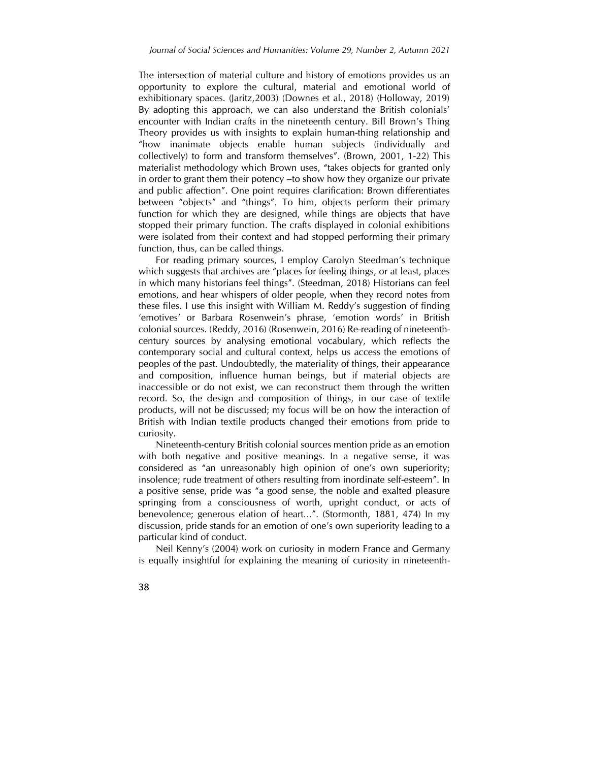The intersection of material culture and history of emotions provides us an opportunity to explore the cultural, material and emotional world of exhibitionary spaces. (Jaritz,2003) (Downes et al., 2018) (Holloway, 2019) By adopting this approach, we can also understand the British colonials' encounter with Indian crafts in the nineteenth century. Bill Brown's Thing Theory provides us with insights to explain human-thing relationship and "how inanimate objects enable human subjects (individually and collectively) to form and transform themselves". (Brown, 2001, 1-22) This materialist methodology which Brown uses, "takes objects for granted only in order to grant them their potency –to show how they organize our private and public affection". One point requires clarification: Brown differentiates between "objects" and "things". To him, objects perform their primary function for which they are designed, while things are objects that have stopped their primary function. The crafts displayed in colonial exhibitions were isolated from their context and had stopped performing their primary function, thus, can be called things.

For reading primary sources, I employ Carolyn Steedman's technique which suggests that archives are "places for feeling things, or at least, places in which many historians feel things". (Steedman, 2018) Historians can feel emotions, and hear whispers of older people, when they record notes from these files. I use this insight with William M. Reddy's suggestion of finding 'emotives' or Barbara Rosenwein's phrase, 'emotion words' in British colonial sources. (Reddy, 2016) (Rosenwein, 2016) Re-reading of nineteenth-century sources by analysing emotional vocabulary, which reflects the contemporary social and cultural context, helps us access the emotions of peoples of the past. Undoubtedly, the materiality of things, their appearance and composition, influence human beings, but if material objects are inaccessible or do not exist, we can reconstruct them through the written record. So, the design and composition of things, in our case of textile products, will not be discussed; my focus will be on how the interaction of British with Indian textile products changed their emotions from pride to curiosity.

Nineteenth-century British colonial sources mention pride as an emotion with both negative and positive meanings. In a negative sense, it was considered as "an unreasonably high opinion of one's own superiority; insolence; rude treatment of others resulting from inordinate self-esteem". In a positive sense, pride was "a good sense, the noble and exalted pleasure springing from a consciousness of worth, upright conduct, or acts of benevolence; generous elation of heart...". (Stormonth, 1881, 474) In my discussion, pride stands for an emotion of one's own superiority leading to a particular kind of conduct.

Neil Kenny's (2004) work on curiosity in modern France and Germany is equally insightful for explaining the meaning of curiosity in nineteenth-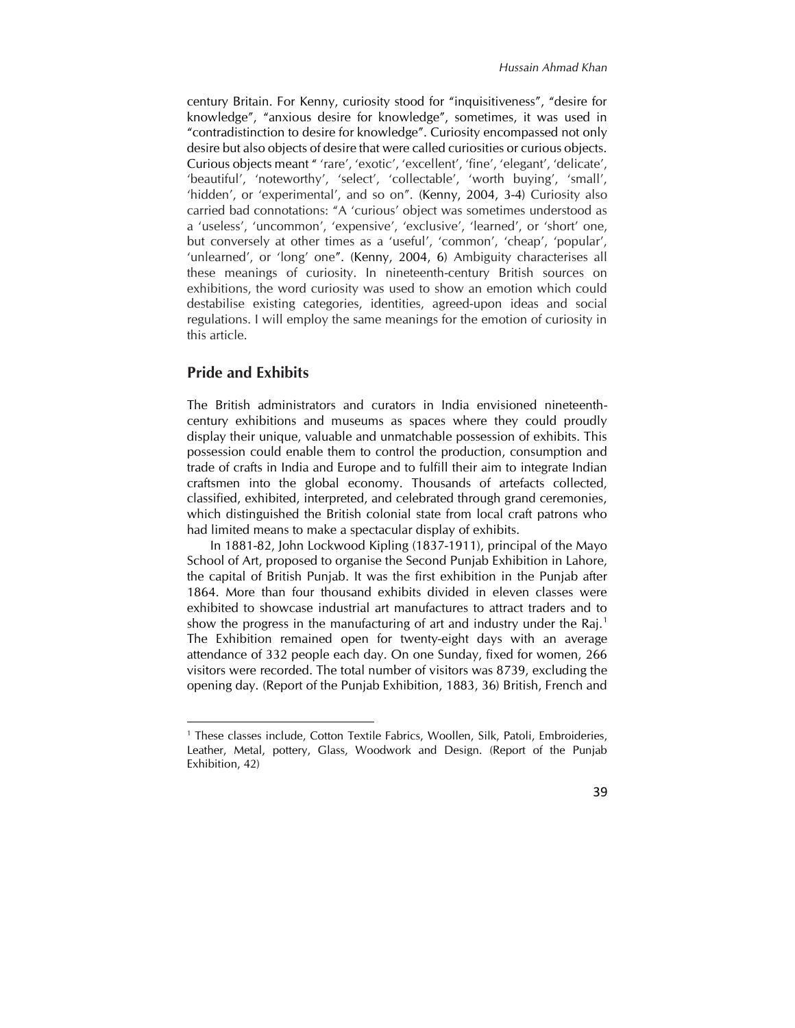century Britain. For Kenny, curiosity stood for "inquisitiveness", "desire for knowledge", "anxious desire for knowledge", sometimes, it was used in "contradistinction to desire for knowledge". Curiosity encompassed not only desire but also objects of desire that were called curiosities or curious objects. Curious objects meant " 'rare', 'exotic', 'excellent', 'fine', 'elegant', 'delicate', 'beautiful', 'noteworthy', 'select', 'collectable', 'worth buying', 'small', 'hidden', or 'experimental', and so on". (Kenny, 2004, 3-4) Curiosity also carried bad connotations: "A 'curious' object was sometimes understood as a 'useless', 'uncommon', 'expensive', 'exclusive', 'learned', or 'short' one, but conversely at other times as a 'useful', 'common', 'cheap', 'popular', 'unlearned', or 'long' one". (Kenny, 2004, 6) Ambiguity characterises all these meanings of curiosity. In nineteenth-century British sources on exhibitions, the word curiosity was used to show an emotion which could destabilise existing categories, identities, agreed-upon ideas and social regulations. I will employ the same meanings for the emotion of curiosity in this article.

## Pride and Exhibits

The British administrators and curators in India envisioned nineteenth-century exhibitions and museums as spaces where they could proudly display their unique, valuable and unmatchable possession of exhibits. This possession could enable them to control the production, consumption and trade of crafts in India and Europe and to fulfill their aim to integrate Indian craftsmen into the global economy. Thousands of artefacts collected, classified, exhibited, interpreted, and celebrated through grand ceremonies, which distinguished the British colonial state from local craft patrons who had limited means to make a spectacular display of exhibits.

In 1881-82, John Lockwood Kipling (1837-1911), principal of the Mayo School of Art, proposed to organise the Second Punjab Exhibition in Lahore, the capital of British Punjab. It was the first exhibition in the Punjab after 1864. More than four thousand exhibits divided in eleven classes were exhibited to showcase industrial art manufactures to attract traders and to show the progress in the manufacturing of art and industry under the Raj.[1] The Exhibition remained open for twenty-eight days with an average attendance of 332 people each day. On one Sunday, fixed for women, 266 visitors were recorded. The total number of visitors was 8739, excluding the opening day. (Report of the Punjab Exhibition, 1883, 36) British, French and

[1] These classes include, Cotton Textile Fabrics, Woollen, Silk, Patoli, Embroideries, Leather, Metal, pottery, Glass, Woodwork and Design. (Report of the Punjab Exhibition, 42)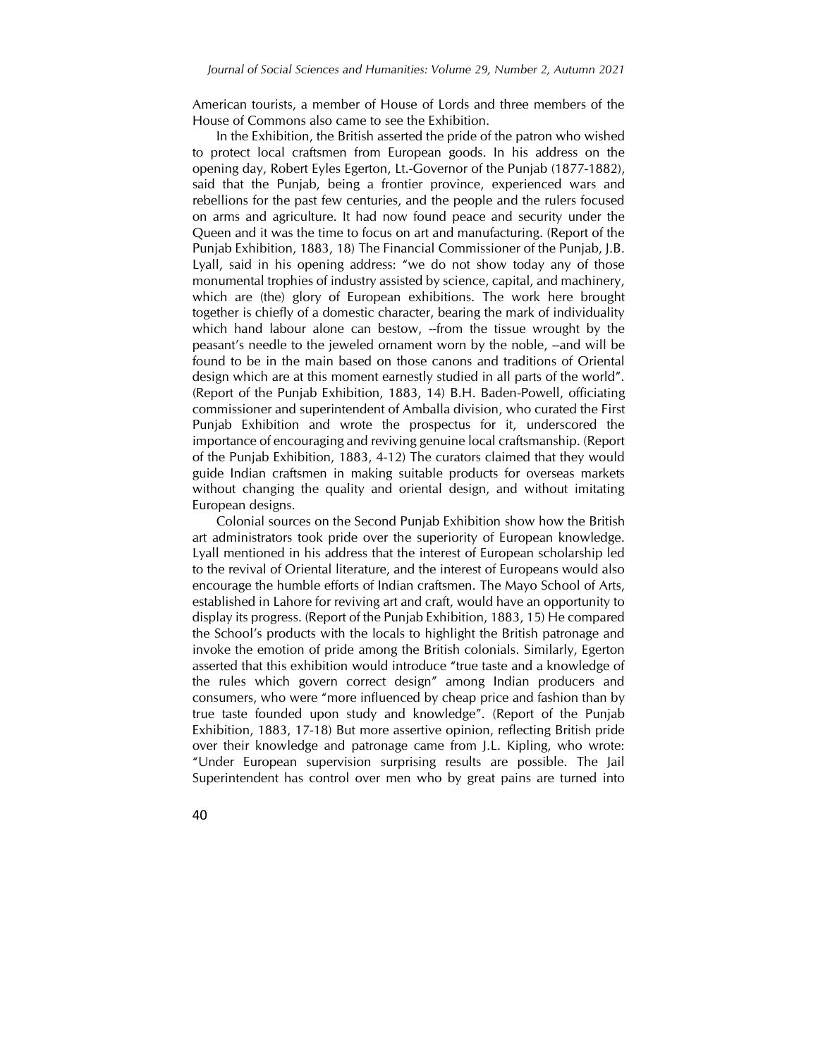American tourists, a member of House of Lords and three members of the House of Commons also came to see the Exhibition.

In the Exhibition, the British asserted the pride of the patron who wished to protect local craftsmen from European goods. In his address on the opening day, Robert Eyles Egerton, Lt.-Governor of the Punjab (1877-1882), said that the Punjab, being a frontier province, experienced wars and rebellions for the past few centuries, and the people and the rulers focused on arms and agriculture. It had now found peace and security under the Queen and it was the time to focus on art and manufacturing. (Report of the Punjab Exhibition, 1883, 18) The Financial Commissioner of the Punjab, J.B. Lyall, said in his opening address: "we do not show today any of those monumental trophies of industry assisted by science, capital, and machinery, which are (the) glory of European exhibitions. The work here brought together is chiefly of a domestic character, bearing the mark of individuality which hand labour alone can bestow, --from the tissue wrought by the peasant's needle to the jeweled ornament worn by the noble, --and will be found to be in the main based on those canons and traditions of Oriental design which are at this moment earnestly studied in all parts of the world". (Report of the Punjab Exhibition, 1883, 14) B.H. Baden-Powell, officiating commissioner and superintendent of Amballa division, who curated the First Punjab Exhibition and wrote the prospectus for it, underscored the importance of encouraging and reviving genuine local craftsmanship. (Report of the Punjab Exhibition, 1883, 4-12) The curators claimed that they would guide Indian craftsmen in making suitable products for overseas markets without changing the quality and oriental design, and without imitating European designs.

Colonial sources on the Second Punjab Exhibition show how the British art administrators took pride over the superiority of European knowledge. Lyall mentioned in his address that the interest of European scholarship led to the revival of Oriental literature, and the interest of Europeans would also encourage the humble efforts of Indian craftsmen. The Mayo School of Arts, established in Lahore for reviving art and craft, would have an opportunity to display its progress. (Report of the Punjab Exhibition, 1883, 15) He compared the School's products with the locals to highlight the British patronage and invoke the emotion of pride among the British colonials. Similarly, Egerton asserted that this exhibition would introduce "true taste and a knowledge of the rules which govern correct design" among Indian producers and consumers, who were "more influenced by cheap price and fashion than by true taste founded upon study and knowledge". (Report of the Punjab Exhibition, 1883, 17-18) But more assertive opinion, reflecting British pride over their knowledge and patronage came from J.L. Kipling, who wrote: "Under European supervision surprising results are possible. The Jail Superintendent has control over men who by great pains are turned into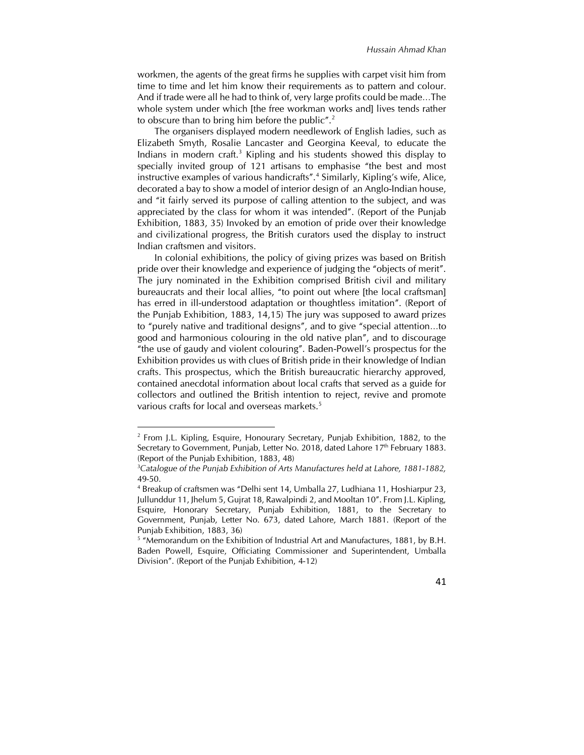workmen, the agents of the great firms he supplies with carpet visit him from time to time and let him know their requirements as to pattern and colour. And if trade were all he had to think of, very large profits could be made…The whole system under which [the free workman works and] lives tends rather to obscure than to bring him before the public".[2]

The organisers displayed modern needlework of English ladies, such as Elizabeth Smyth, Rosalie Lancaster and Georgina Keeval, to educate the Indians in modern craft.[3] Kipling and his students showed this display to specially invited group of 121 artisans to emphasise "the best and most instructive examples of various handicrafts".[4] Similarly, Kipling's wife, Alice, decorated a bay to show a model of interior design of an Anglo-Indian house, and "it fairly served its purpose of calling attention to the subject, and was appreciated by the class for whom it was intended". (Report of the Punjab Exhibition, 1883, 35) Invoked by an emotion of pride over their knowledge and civilizational progress, the British curators used the display to instruct Indian craftsmen and visitors.

In colonial exhibitions, the policy of giving prizes was based on British pride over their knowledge and experience of judging the "objects of merit". The jury nominated in the Exhibition comprised British civil and military bureaucrats and their local allies, "to point out where [the local craftsman] has erred in ill-understood adaptation or thoughtless imitation". (Report of the Punjab Exhibition, 1883, 14,15) The jury was supposed to award prizes to "purely native and traditional designs", and to give "special attention…to good and harmonious colouring in the old native plan", and to discourage "the use of gaudy and violent colouring". Baden-Powell's prospectus for the Exhibition provides us with clues of British pride in their knowledge of Indian crafts. This prospectus, which the British bureaucratic hierarchy approved, contained anecdotal information about local crafts that served as a guide for collectors and outlined the British intention to reject, revive and promote various crafts for local and overseas markets.[5]

---

[2] From J.L. Kipling, Esquire, Honourary Secretary, Punjab Exhibition, 1882, to the Secretary to Government, Punjab, Letter No. 2018, dated Lahore 17th February 1883. (Report of the Punjab Exhibition, 1883, 48)

[3] *Catalogue of the Punjab Exhibition of Arts Manufactures held at Lahore, 1881-1882,* 49-50.

[4] Breakup of craftsmen was "Delhi sent 14, Umballa 27, Ludhiana 11, Hoshiarpur 23, Jullunddur 11, Jhelum 5, Gujrat 18, Rawalpindi 2, and Mooltan 10". From J.L. Kipling, Esquire, Honorary Secretary, Punjab Exhibition, 1881, to the Secretary to Government, Punjab, Letter No. 673, dated Lahore, March 1881. (Report of the Punjab Exhibition, 1883, 36)

[5] "Memorandum on the Exhibition of Industrial Art and Manufactures, 1881, by B.H. Baden Powell, Esquire, Officiating Commissioner and Superintendent, Umballa Division". (Report of the Punjab Exhibition, 4-12)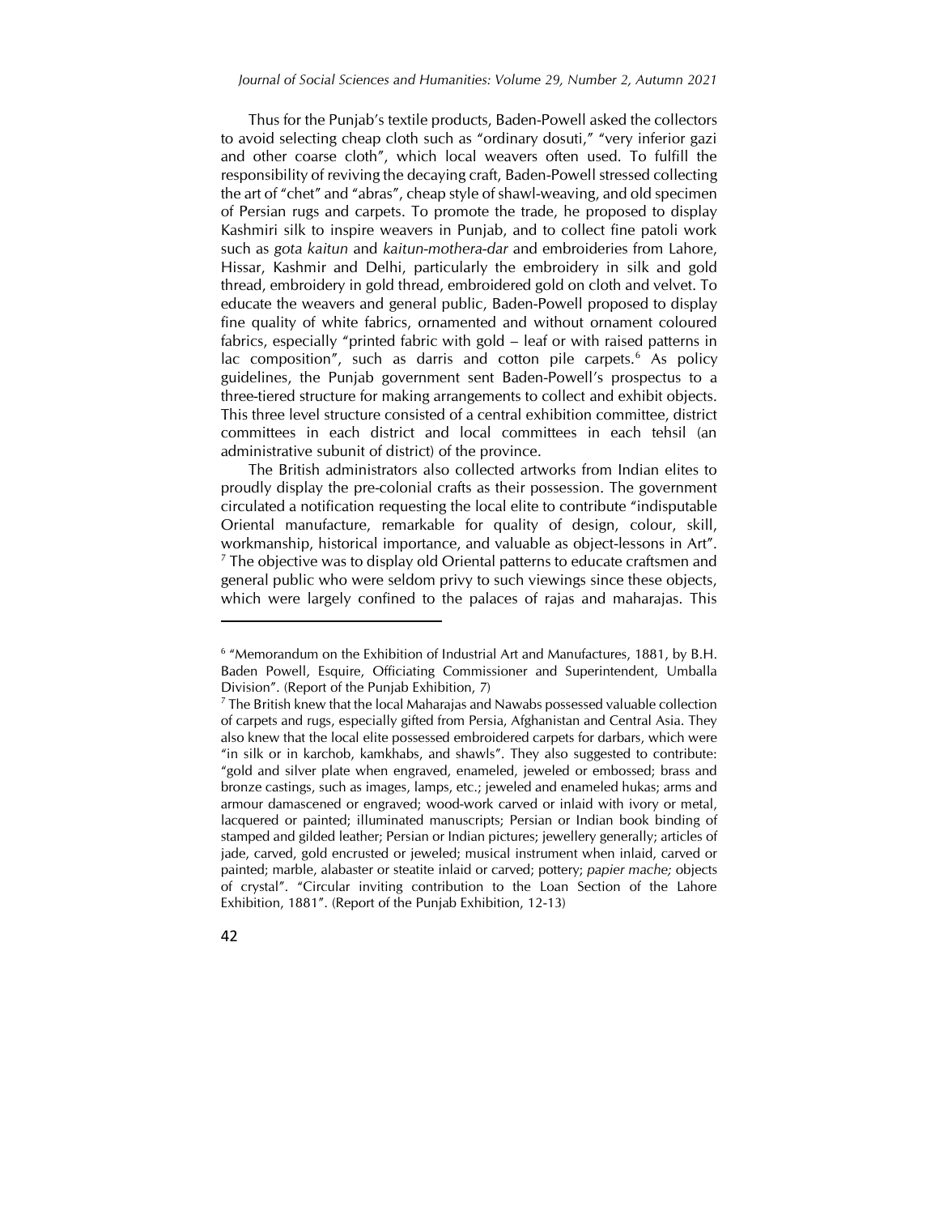Thus for the Punjab's textile products, Baden-Powell asked the collectors to avoid selecting cheap cloth such as "ordinary dosuti," "very inferior gazi and other coarse cloth", which local weavers often used. To fulfill the responsibility of reviving the decaying craft, Baden-Powell stressed collecting the art of "chet" and "abras", cheap style of shawl-weaving, and old specimen of Persian rugs and carpets. To promote the trade, he proposed to display Kashmiri silk to inspire weavers in Punjab, and to collect fine patoli work such as *gota kaitun* and *kaitun-mothera-dar* and embroideries from Lahore, Hissar, Kashmir and Delhi, particularly the embroidery in silk and gold thread, embroidery in gold thread, embroidered gold on cloth and velvet. To educate the weavers and general public, Baden-Powell proposed to display fine quality of white fabrics, ornamented and without ornament coloured fabrics, especially "printed fabric with gold – leaf or with raised patterns in lac composition", such as darris and cotton pile carpets.[6] As policy guidelines, the Punjab government sent Baden-Powell's prospectus to a three-tiered structure for making arrangements to collect and exhibit objects. This three level structure consisted of a central exhibition committee, district committees in each district and local committees in each tehsil (an administrative subunit of district) of the province.

The British administrators also collected artworks from Indian elites to proudly display the pre-colonial crafts as their possession. The government circulated a notification requesting the local elite to contribute "indisputable Oriental manufacture, remarkable for quality of design, colour, skill, workmanship, historical importance, and valuable as object-lessons in Art".[7] The objective was to display old Oriental patterns to educate craftsmen and general public who were seldom privy to such viewings since these objects, which were largely confined to the palaces of rajas and maharajas. This

---

[6] "Memorandum on the Exhibition of Industrial Art and Manufactures, 1881, by B.H. Baden Powell, Esquire, Officiating Commissioner and Superintendent, Umballa Division". (Report of the Punjab Exhibition, 7)

[7] The British knew that the local Maharajas and Nawabs possessed valuable collection of carpets and rugs, especially gifted from Persia, Afghanistan and Central Asia. They also knew that the local elite possessed embroidered carpets for darbars, which were "in silk or in karchob, kamkhabs, and shawls". They also suggested to contribute: "gold and silver plate when engraved, enameled, jeweled or embossed; brass and bronze castings, such as images, lamps, etc.; jeweled and enameled hukas; arms and armour damascened or engraved; wood-work carved or inlaid with ivory or metal, lacquered or painted; illuminated manuscripts; Persian or Indian book binding of stamped and gilded leather; Persian or Indian pictures; jewellery generally; articles of jade, carved, gold encrusted or jeweled; musical instrument when inlaid, carved or painted; marble, alabaster or steatite inlaid or carved; pottery; *papier mache;* objects of crystal". "Circular inviting contribution to the Loan Section of the Lahore Exhibition, 1881". (Report of the Punjab Exhibition, 12-13)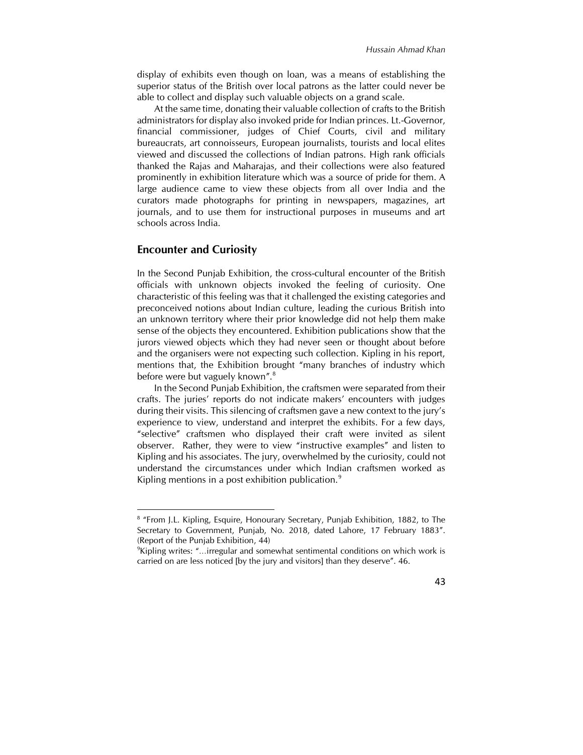display of exhibits even though on loan, was a means of establishing the superior status of the British over local patrons as the latter could never be able to collect and display such valuable objects on a grand scale.

At the same time, donating their valuable collection of crafts to the British administrators for display also invoked pride for Indian princes. Lt.-Governor, financial commissioner, judges of Chief Courts, civil and military bureaucrats, art connoisseurs, European journalists, tourists and local elites viewed and discussed the collections of Indian patrons. High rank officials thanked the Rajas and Maharajas, and their collections were also featured prominently in exhibition literature which was a source of pride for them. A large audience came to view these objects from all over India and the curators made photographs for printing in newspapers, magazines, art journals, and to use them for instructional purposes in museums and art schools across India.

## Encounter and Curiosity

In the Second Punjab Exhibition, the cross-cultural encounter of the British officials with unknown objects invoked the feeling of curiosity. One characteristic of this feeling was that it challenged the existing categories and preconceived notions about Indian culture, leading the curious British into an unknown territory where their prior knowledge did not help them make sense of the objects they encountered. Exhibition publications show that the jurors viewed objects which they had never seen or thought about before and the organisers were not expecting such collection. Kipling in his report, mentions that, the Exhibition brought "many branches of industry which before were but vaguely known".[8]

In the Second Punjab Exhibition, the craftsmen were separated from their crafts. The juries' reports do not indicate makers' encounters with judges during their visits. This silencing of craftsmen gave a new context to the jury's experience to view, understand and interpret the exhibits. For a few days, "selective" craftsmen who displayed their craft were invited as silent observer. Rather, they were to view "instructive examples" and listen to Kipling and his associates. The jury, overwhelmed by the curiosity, could not understand the circumstances under which Indian craftsmen worked as Kipling mentions in a post exhibition publication.[9]

---

[8] "From J.L. Kipling, Esquire, Honourary Secretary, Punjab Exhibition, 1882, to The Secretary to Government, Punjab, No. 2018, dated Lahore, 17 February 1883". (Report of the Punjab Exhibition, 44)

[9] Kipling writes: "...irregular and somewhat sentimental conditions on which work is carried on are less noticed [by the jury and visitors] than they deserve". 46.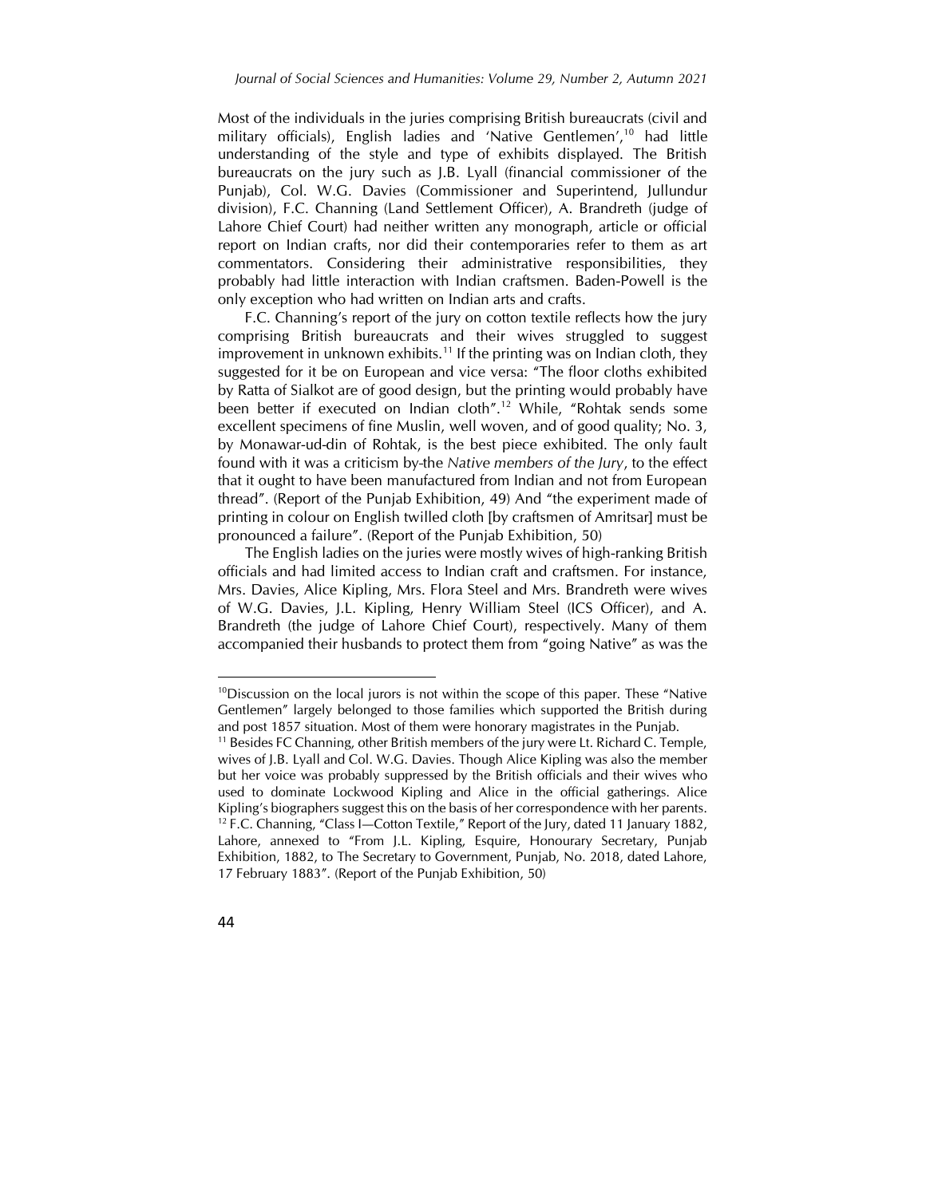Most of the individuals in the juries comprising British bureaucrats (civil and military officials), English ladies and 'Native Gentlemen',[10] had little understanding of the style and type of exhibits displayed. The British bureaucrats on the jury such as J.B. Lyall (financial commissioner of the Punjab), Col. W.G. Davies (Commissioner and Superintend, Jullundur division), F.C. Channing (Land Settlement Officer), A. Brandreth (judge of Lahore Chief Court) had neither written any monograph, article or official report on Indian crafts, nor did their contemporaries refer to them as art commentators. Considering their administrative responsibilities, they probably had little interaction with Indian craftsmen. Baden-Powell is the only exception who had written on Indian arts and crafts.

F.C. Channing's report of the jury on cotton textile reflects how the jury comprising British bureaucrats and their wives struggled to suggest improvement in unknown exhibits.[11] If the printing was on Indian cloth, they suggested for it be on European and vice versa: "The floor cloths exhibited by Ratta of Sialkot are of good design, but the printing would probably have been better if executed on Indian cloth".[12] While, "Rohtak sends some excellent specimens of fine Muslin, well woven, and of good quality; No. 3, by Monawar-ud-din of Rohtak, is the best piece exhibited. The only fault found with it was a criticism by-the *Native members of the Jury*, to the effect that it ought to have been manufactured from Indian and not from European thread". (Report of the Punjab Exhibition, 49) And "the experiment made of printing in colour on English twilled cloth [by craftsmen of Amritsar] must be pronounced a failure". (Report of the Punjab Exhibition, 50)

The English ladies on the juries were mostly wives of high-ranking British officials and had limited access to Indian craft and craftsmen. For instance, Mrs. Davies, Alice Kipling, Mrs. Flora Steel and Mrs. Brandreth were wives of W.G. Davies, J.L. Kipling, Henry William Steel (ICS Officer), and A. Brandreth (the judge of Lahore Chief Court), respectively. Many of them accompanied their husbands to protect them from "going Native" as was the

---

[10] Discussion on the local jurors is not within the scope of this paper. These "Native Gentlemen" largely belonged to those families which supported the British during and post 1857 situation. Most of them were honorary magistrates in the Punjab.

[11] Besides FC Channing, other British members of the jury were Lt. Richard C. Temple, wives of J.B. Lyall and Col. W.G. Davies. Though Alice Kipling was also the member but her voice was probably suppressed by the British officials and their wives who used to dominate Lockwood Kipling and Alice in the official gatherings. Alice Kipling's biographers suggest this on the basis of her correspondence with her parents.

[12] F.C. Channing, "Class I—Cotton Textile," Report of the Jury, dated 11 January 1882, Lahore, annexed to "From J.L. Kipling, Esquire, Honourary Secretary, Punjab Exhibition, 1882, to The Secretary to Government, Punjab, No. 2018, dated Lahore, 17 February 1883". (Report of the Punjab Exhibition, 50)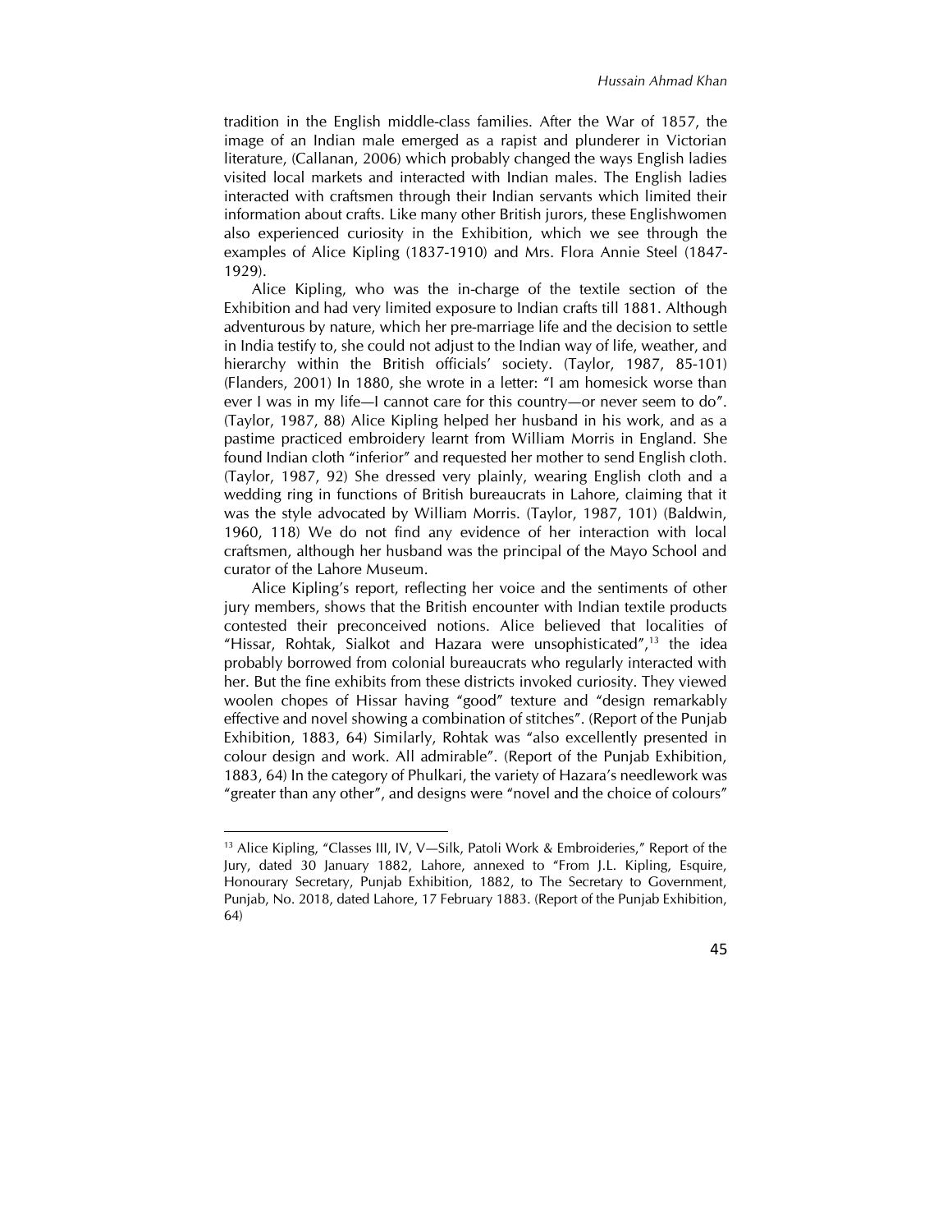tradition in the English middle-class families. After the War of 1857, the image of an Indian male emerged as a rapist and plunderer in Victorian literature, (Callanan, 2006) which probably changed the ways English ladies visited local markets and interacted with Indian males. The English ladies interacted with craftsmen through their Indian servants which limited their information about crafts. Like many other British jurors, these Englishwomen also experienced curiosity in the Exhibition, which we see through the examples of Alice Kipling (1837-1910) and Mrs. Flora Annie Steel (1847-1929).

Alice Kipling, who was the in-charge of the textile section of the Exhibition and had very limited exposure to Indian crafts till 1881. Although adventurous by nature, which her pre-marriage life and the decision to settle in India testify to, she could not adjust to the Indian way of life, weather, and hierarchy within the British officials' society. (Taylor, 1987, 85-101) (Flanders, 2001) In 1880, she wrote in a letter: "I am homesick worse than ever I was in my life—I cannot care for this country—or never seem to do". (Taylor, 1987, 88) Alice Kipling helped her husband in his work, and as a pastime practiced embroidery learnt from William Morris in England. She found Indian cloth "inferior" and requested her mother to send English cloth. (Taylor, 1987, 92) She dressed very plainly, wearing English cloth and a wedding ring in functions of British bureaucrats in Lahore, claiming that it was the style advocated by William Morris. (Taylor, 1987, 101) (Baldwin, 1960, 118) We do not find any evidence of her interaction with local craftsmen, although her husband was the principal of the Mayo School and curator of the Lahore Museum.

Alice Kipling's report, reflecting her voice and the sentiments of other jury members, shows that the British encounter with Indian textile products contested their preconceived notions. Alice believed that localities of "Hissar, Rohtak, Sialkot and Hazara were unsophisticated",[13] the idea probably borrowed from colonial bureaucrats who regularly interacted with her. But the fine exhibits from these districts invoked curiosity. They viewed woolen chopes of Hissar having "good" texture and "design remarkably effective and novel showing a combination of stitches". (Report of the Punjab Exhibition, 1883, 64) Similarly, Rohtak was "also excellently presented in colour design and work. All admirable". (Report of the Punjab Exhibition, 1883, 64) In the category of Phulkari, the variety of Hazara's needlework was "greater than any other", and designs were "novel and the choice of colours"

---

[13] Alice Kipling, "Classes III, IV, V—Silk, Patoli Work & Embroideries," Report of the Jury, dated 30 January 1882, Lahore, annexed to "From J.L. Kipling, Esquire, Honourary Secretary, Punjab Exhibition, 1882, to The Secretary to Government, Punjab, No. 2018, dated Lahore, 17 February 1883. (Report of the Punjab Exhibition, 64)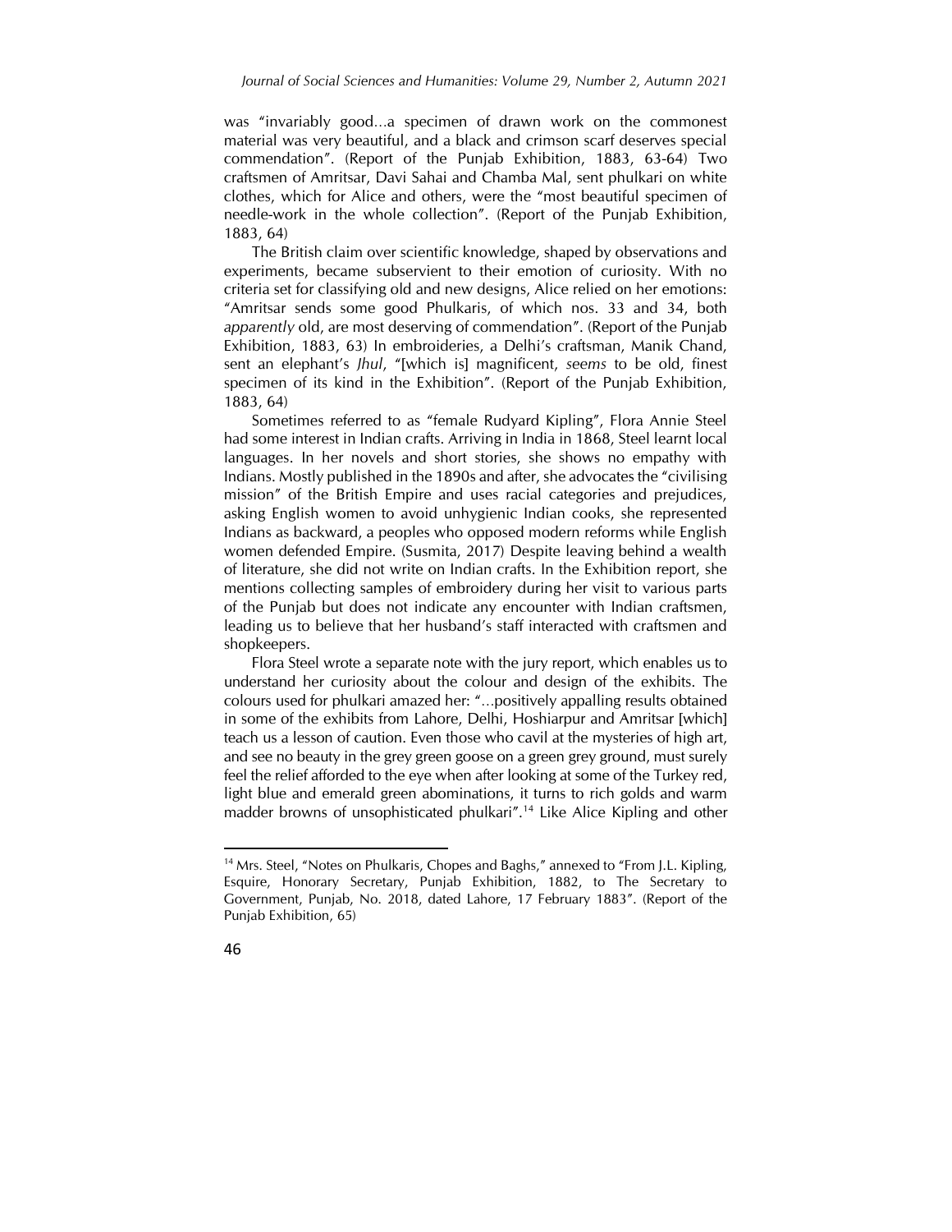was "invariably good…a specimen of drawn work on the commonest material was very beautiful, and a black and crimson scarf deserves special commendation". (Report of the Punjab Exhibition, 1883, 63-64) Two craftsmen of Amritsar, Davi Sahai and Chamba Mal, sent phulkari on white clothes, which for Alice and others, were the "most beautiful specimen of needle-work in the whole collection". (Report of the Punjab Exhibition, 1883, 64)

The British claim over scientific knowledge, shaped by observations and experiments, became subservient to their emotion of curiosity. With no criteria set for classifying old and new designs, Alice relied on her emotions: "Amritsar sends some good Phulkaris, of which nos. 33 and 34, both *apparently* old, are most deserving of commendation". (Report of the Punjab Exhibition, 1883, 63) In embroideries, a Delhi's craftsman, Manik Chand, sent an elephant's *Jhul*, "[which is] magnificent, *seems* to be old, finest specimen of its kind in the Exhibition". (Report of the Punjab Exhibition, 1883, 64)

Sometimes referred to as "female Rudyard Kipling", Flora Annie Steel had some interest in Indian crafts. Arriving in India in 1868, Steel learnt local languages. In her novels and short stories, she shows no empathy with Indians. Mostly published in the 1890s and after, she advocates the "civilising mission" of the British Empire and uses racial categories and prejudices, asking English women to avoid unhygienic Indian cooks, she represented Indians as backward, a peoples who opposed modern reforms while English women defended Empire. (Susmita, 2017) Despite leaving behind a wealth of literature, she did not write on Indian crafts. In the Exhibition report, she mentions collecting samples of embroidery during her visit to various parts of the Punjab but does not indicate any encounter with Indian craftsmen, leading us to believe that her husband's staff interacted with craftsmen and shopkeepers.

Flora Steel wrote a separate note with the jury report, which enables us to understand her curiosity about the colour and design of the exhibits. The colours used for phulkari amazed her: "…positively appalling results obtained in some of the exhibits from Lahore, Delhi, Hoshiarpur and Amritsar [which] teach us a lesson of caution. Even those who cavil at the mysteries of high art, and see no beauty in the grey green goose on a green grey ground, must surely feel the relief afforded to the eye when after looking at some of the Turkey red, light blue and emerald green abominations, it turns to rich golds and warm madder browns of unsophisticated phulkari".[14] Like Alice Kipling and other

[14] Mrs. Steel, "Notes on Phulkaris, Chopes and Baghs," annexed to "From J.L. Kipling, Esquire, Honorary Secretary, Punjab Exhibition, 1882, to The Secretary to Government, Punjab, No. 2018, dated Lahore, 17 February 1883". (Report of the Punjab Exhibition, 65)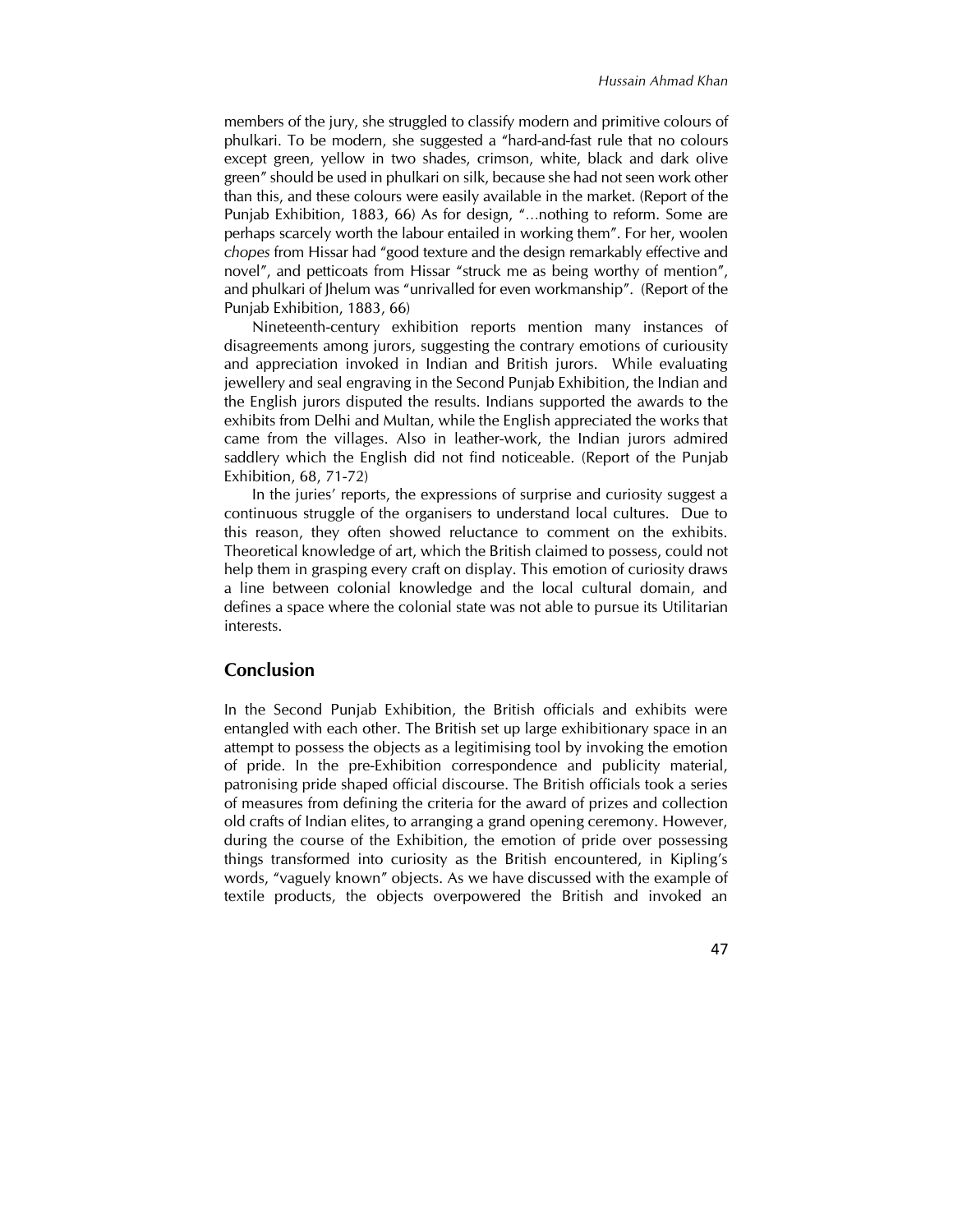members of the jury, she struggled to classify modern and primitive colours of phulkari. To be modern, she suggested a "hard-and-fast rule that no colours except green, yellow in two shades, crimson, white, black and dark olive green" should be used in phulkari on silk, because she had not seen work other than this, and these colours were easily available in the market. (Report of the Punjab Exhibition, 1883, 66) As for design, "...nothing to reform. Some are perhaps scarcely worth the labour entailed in working them". For her, woolen *chopes* from Hissar had "good texture and the design remarkably effective and novel", and petticoats from Hissar "struck me as being worthy of mention", and phulkari of Jhelum was "unrivalled for even workmanship". (Report of the Punjab Exhibition, 1883, 66)

Nineteenth-century exhibition reports mention many instances of disagreements among jurors, suggesting the contrary emotions of curiousity and appreciation invoked in Indian and British jurors. While evaluating jewellery and seal engraving in the Second Punjab Exhibition, the Indian and the English jurors disputed the results. Indians supported the awards to the exhibits from Delhi and Multan, while the English appreciated the works that came from the villages. Also in leather-work, the Indian jurors admired saddlery which the English did not find noticeable. (Report of the Punjab Exhibition, 68, 71-72)

In the juries' reports, the expressions of surprise and curiosity suggest a continuous struggle of the organisers to understand local cultures. Due to this reason, they often showed reluctance to comment on the exhibits. Theoretical knowledge of art, which the British claimed to possess, could not help them in grasping every craft on display. This emotion of curiosity draws a line between colonial knowledge and the local cultural domain, and defines a space where the colonial state was not able to pursue its Utilitarian interests.

## Conclusion

In the Second Punjab Exhibition, the British officials and exhibits were entangled with each other. The British set up large exhibitionary space in an attempt to possess the objects as a legitimising tool by invoking the emotion of pride. In the pre-Exhibition correspondence and publicity material, patronising pride shaped official discourse. The British officials took a series of measures from defining the criteria for the award of prizes and collection old crafts of Indian elites, to arranging a grand opening ceremony. However, during the course of the Exhibition, the emotion of pride over possessing things transformed into curiosity as the British encountered, in Kipling's words, "vaguely known" objects. As we have discussed with the example of textile products, the objects overpowered the British and invoked an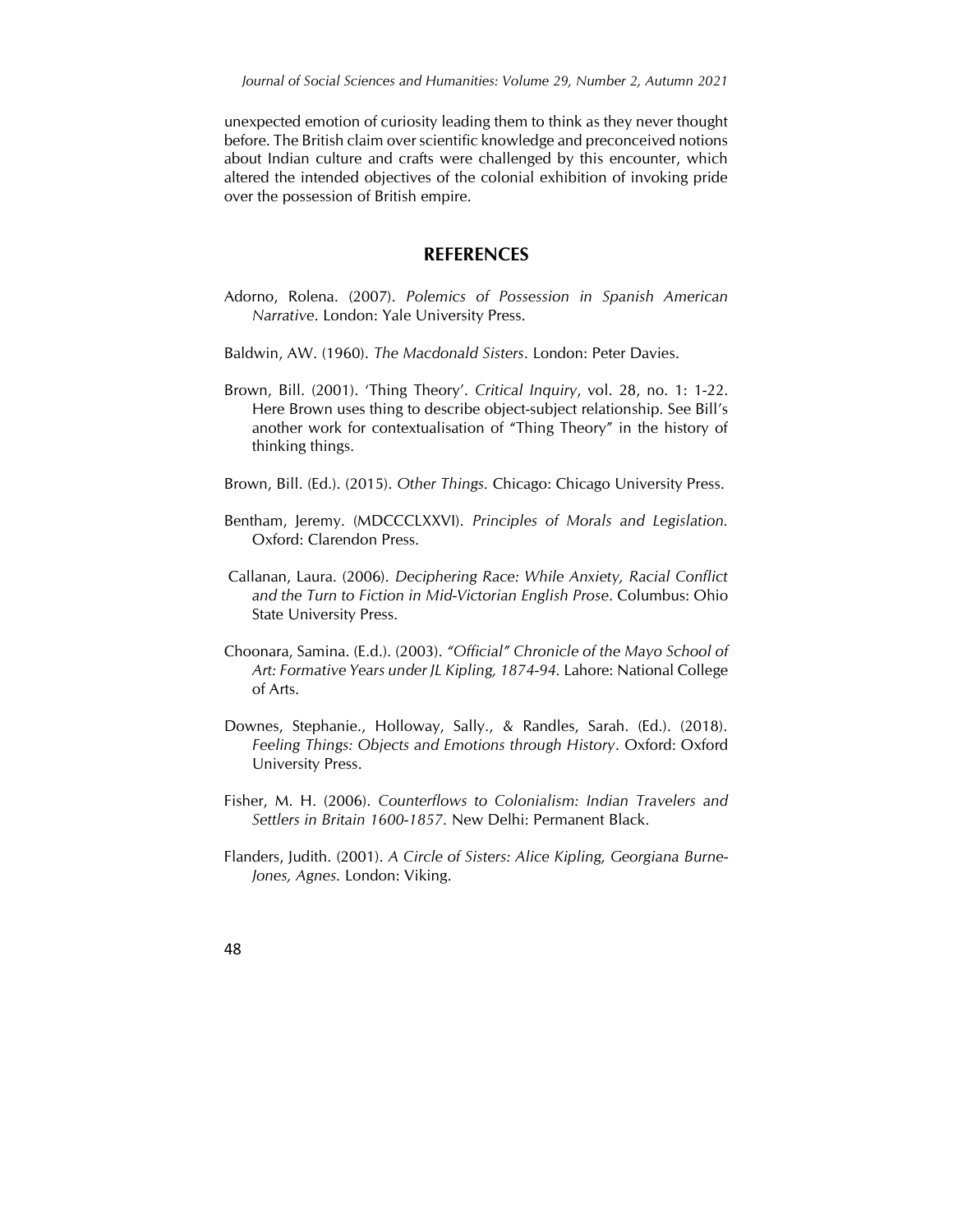unexpected emotion of curiosity leading them to think as they never thought before. The British claim over scientific knowledge and preconceived notions about Indian culture and crafts were challenged by this encounter, which altered the intended objectives of the colonial exhibition of invoking pride over the possession of British empire.

## REFERENCES

Adorno, Rolena. (2007). *Polemics of Possession in Spanish American Narrative*. London: Yale University Press.

Baldwin, AW. (1960). *The Macdonald Sisters*. London: Peter Davies.

Brown, Bill. (2001). 'Thing Theory'. *Critical Inquiry*, vol. 28, no. 1: 1-22. Here Brown uses thing to describe object-subject relationship. See Bill's another work for contextualisation of "Thing Theory" in the history of thinking things.

Brown, Bill. (Ed.). (2015). *Other Things.* Chicago: Chicago University Press.

Bentham, Jeremy. (MDCCCLXXVI). *Principles of Morals and Legislation.* Oxford: Clarendon Press.

Callanan, Laura. (2006). *Deciphering Race: While Anxiety, Racial Conflict and the Turn to Fiction in Mid-Victorian English Prose*. Columbus: Ohio State University Press.

Choonara, Samina. (E.d.). (2003). *"Official" Chronicle of the Mayo School of Art: Formative Years under JL Kipling, 1874-94.* Lahore: National College of Arts.

Downes, Stephanie., Holloway, Sally., & Randles, Sarah. (Ed.). (2018). *Feeling Things: Objects and Emotions through History*. Oxford: Oxford University Press.

Fisher, M. H. (2006). *Counterflows to Colonialism: Indian Travelers and Settlers in Britain 1600-1857*. New Delhi: Permanent Black.

Flanders, Judith. (2001). *A Circle of Sisters: Alice Kipling, Georgiana Burne-Jones, Agnes.* London: Viking.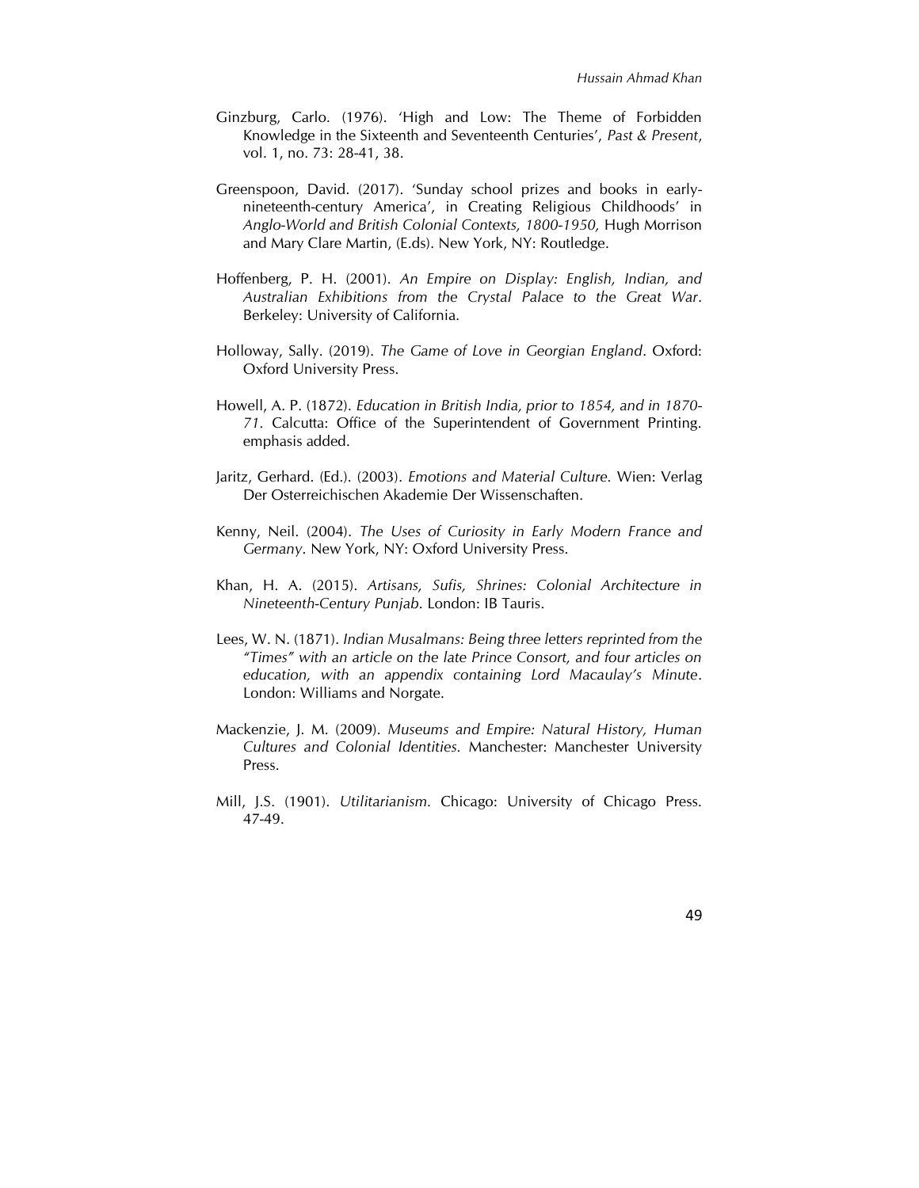Ginzburg, Carlo. (1976). 'High and Low: The Theme of Forbidden Knowledge in the Sixteenth and Seventeenth Centuries', *Past & Present*, vol. 1, no. 73: 28-41, 38.

Greenspoon, David. (2017). 'Sunday school prizes and books in early-nineteenth-century America', in Creating Religious Childhoods' in *Anglo-World and British Colonial Contexts, 1800-1950,* Hugh Morrison and Mary Clare Martin, (E.ds). New York, NY: Routledge.

Hoffenberg, P. H. (2001). *An Empire on Display: English, Indian, and Australian Exhibitions from the Crystal Palace to the Great War*. Berkeley: University of California.

Holloway, Sally. (2019). *The Game of Love in Georgian England*. Oxford: Oxford University Press.

Howell, A. P. (1872). *Education in British India, prior to 1854, and in 1870-71*. Calcutta: Office of the Superintendent of Government Printing. emphasis added.

Jaritz, Gerhard. (Ed.). (2003). *Emotions and Material Culture.* Wien: Verlag Der Osterreichischen Akademie Der Wissenschaften.

Kenny, Neil. (2004). *The Uses of Curiosity in Early Modern France and Germany*. New York, NY: Oxford University Press.

Khan, H. A. (2015). *Artisans, Sufis, Shrines: Colonial Architecture in Nineteenth-Century Punjab*. London: IB Tauris.

Lees, W. N. (1871). *Indian Musalmans: Being three letters reprinted from the "Times" with an article on the late Prince Consort, and four articles on education, with an appendix containing Lord Macaulay's Minute*. London: Williams and Norgate.

Mackenzie, J. M. (2009). *Museums and Empire: Natural History, Human Cultures and Colonial Identities.* Manchester: Manchester University Press.

Mill, J.S. (1901). *Utilitarianism*. Chicago: University of Chicago Press. 47-49.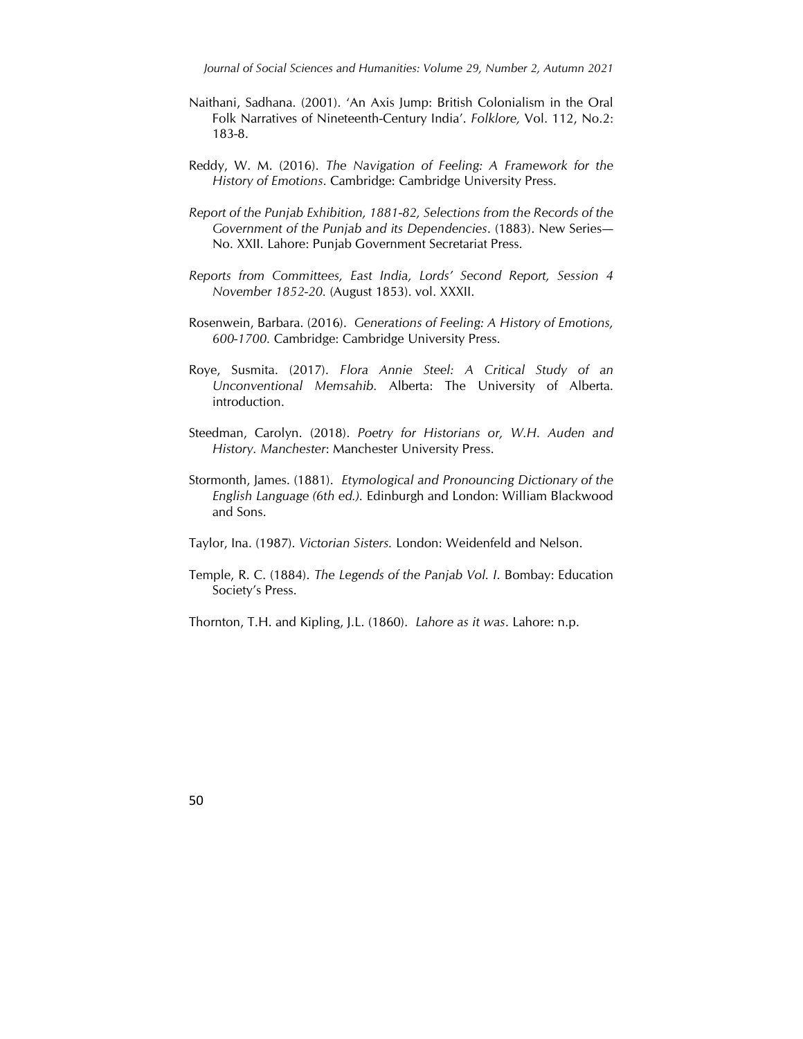Naithani, Sadhana. (2001). 'An Axis Jump: British Colonialism in the Oral Folk Narratives of Nineteenth-Century India'. *Folklore,* Vol. 112, No.2: 183-8.

Reddy, W. M. (2016). *The Navigation of Feeling: A Framework for the History of Emotions*. Cambridge: Cambridge University Press.

*Report of the Punjab Exhibition, 1881-82, Selections from the Records of the Government of the Punjab and its Dependencies*. (1883). New Series—No. XXII. Lahore: Punjab Government Secretariat Press.

*Reports from Committees, East India, Lords' Second Report, Session 4 November 1852-20.* (August 1853). vol. XXXII.

Rosenwein, Barbara. (2016). *Generations of Feeling: A History of Emotions, 600-1700.* Cambridge: Cambridge University Press.

Roye, Susmita. (2017). *Flora Annie Steel: A Critical Study of an Unconventional Memsahib.* Alberta: The University of Alberta. introduction.

Steedman, Carolyn. (2018). *Poetry for Historians or, W.H. Auden and History. Manchester*: Manchester University Press.

Stormonth, James. (1881). *Etymological and Pronouncing Dictionary of the English Language (6th ed.).* Edinburgh and London: William Blackwood and Sons.

Taylor, Ina. (1987). *Victorian Sisters.* London: Weidenfeld and Nelson.

Temple, R. C. (1884). *The Legends of the Panjab Vol. I.* Bombay: Education Society's Press.

Thornton, T.H. and Kipling, J.L. (1860). *Lahore as it was*. Lahore: n.p.